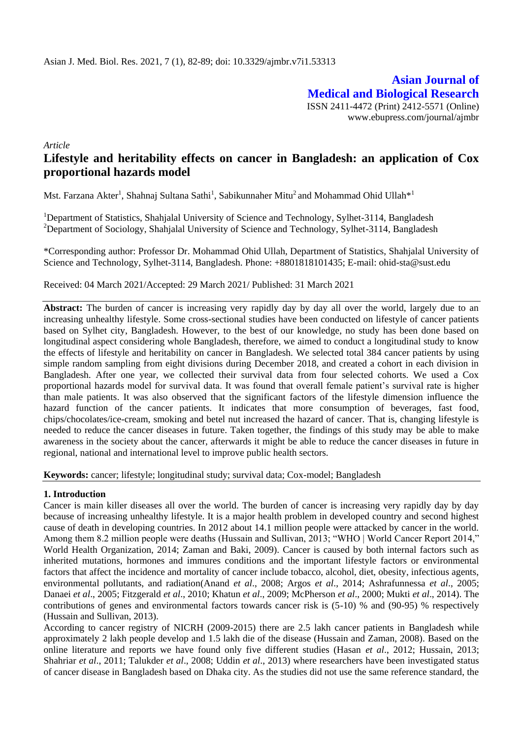*Article*

# Lifestyle and heritability effects on cancer in Bangladesh: an application of Cox proportional hazards model

Mst. Farzana Akter[1], Shahnaj Sultana Sathi[1], Sabikunnaher Mitu[2] and Mohammad Ohid Ullah*[1]

[1]Department of Statistics, Shahjalal University of Science and Technology, Sylhet-3114, Bangladesh
[2]Department of Sociology, Shahjalal University of Science and Technology, Sylhet-3114, Bangladesh

*Corresponding author: Professor Dr. Mohammad Ohid Ullah, Department of Statistics, Shahjalal University of Science and Technology, Sylhet-3114, Bangladesh. Phone: +8801818101435; E-mail: ohid-sta@sust.edu

Received: 04 March 2021/Accepted: 29 March 2021/ Published: 31 March 2021

**Abstract:** The burden of cancer is increasing very rapidly day by day all over the world, largely due to an increasing unhealthy lifestyle. Some cross-sectional studies have been conducted on lifestyle of cancer patients based on Sylhet city, Bangladesh. However, to the best of our knowledge, no study has been done based on longitudinal aspect considering whole Bangladesh, therefore, we aimed to conduct a longitudinal study to know the effects of lifestyle and heritability on cancer in Bangladesh. We selected total 384 cancer patients by using simple random sampling from eight divisions during December 2018, and created a cohort in each division in Bangladesh. After one year, we collected their survival data from four selected cohorts. We used a Cox proportional hazards model for survival data. It was found that overall female patient's survival rate is higher than male patients. It was also observed that the significant factors of the lifestyle dimension influence the hazard function of the cancer patients. It indicates that more consumption of beverages, fast food, chips/chocolates/ice-cream, smoking and betel nut increased the hazard of cancer. That is, changing lifestyle is needed to reduce the cancer diseases in future. Taken together, the findings of this study may be able to make awareness in the society about the cancer, afterwards it might be able to reduce the cancer diseases in future in regional, national and international level to improve public health sectors.

**Keywords:** cancer; lifestyle; longitudinal study; survival data; Cox-model; Bangladesh

## 1. Introduction

Cancer is main killer diseases all over the world. The burden of cancer is increasing very rapidly day by day because of increasing unhealthy lifestyle. It is a major health problem in developed country and second highest cause of death in developing countries. In 2012 about 14.1 million people were attacked by cancer in the world. Among them 8.2 million people were deaths (Hussain and Sullivan, 2013; "WHO | World Cancer Report 2014," World Health Organization, 2014; Zaman and Baki, 2009). Cancer is caused by both internal factors such as inherited mutations, hormones and immures conditions and the important lifestyle factors or environmental factors that affect the incidence and mortality of cancer include tobacco, alcohol, diet, obesity, infectious agents, environmental pollutants, and radiation(Anand *et al*., 2008; Argos *et al*., 2014; Ashrafunnessa *et al*., 2005; Danaei *et al*., 2005; Fitzgerald *et al*., 2010; Khatun *et al*., 2009; McPherson *et al*., 2000; Mukti *et al*., 2014). The contributions of genes and environmental factors towards cancer risk is (5-10) % and (90-95) % respectively (Hussain and Sullivan, 2013).

According to cancer registry of NICRH (2009-2015) there are 2.5 lakh cancer patients in Bangladesh while approximately 2 lakh people develop and 1.5 lakh die of the disease (Hussain and Zaman, 2008). Based on the online literature and reports we have found only five different studies (Hasan *et al*., 2012; Hussain, 2013; Shahriar *et al*., 2011; Talukder *et al*., 2008; Uddin *et al*., 2013) where researchers have been investigated status of cancer disease in Bangladesh based on Dhaka city. As the studies did not use the same reference standard, the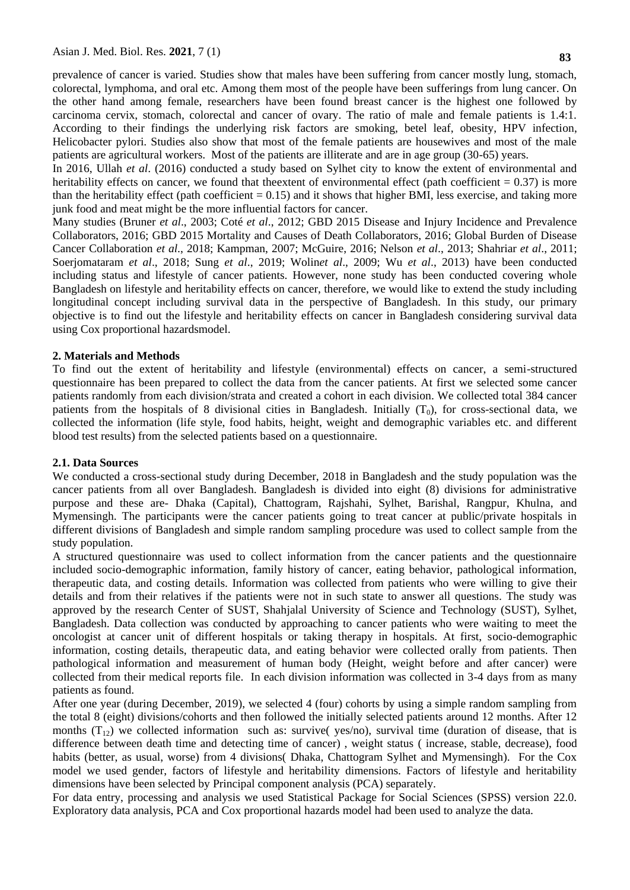prevalence of cancer is varied. Studies show that males have been suffering from cancer mostly lung, stomach, colorectal, lymphoma, and oral etc. Among them most of the people have been sufferings from lung cancer. On the other hand among female, researchers have been found breast cancer is the highest one followed by carcinoma cervix, stomach, colorectal and cancer of ovary. The ratio of male and female patients is 1.4:1. According to their findings the underlying risk factors are smoking, betel leaf, obesity, HPV infection, Helicobacter pylori. Studies also show that most of the female patients are housewives and most of the male patients are agricultural workers. Most of the patients are illiterate and are in age group (30-65) years.

In 2016, Ullah *et al*. (2016) conducted a study based on Sylhet city to know the extent of environmental and heritability effects on cancer, we found that theextent of environmental effect (path coefficient = 0.37) is more than the heritability effect (path coefficient = 0.15) and it shows that higher BMI, less exercise, and taking more junk food and meat might be the more influential factors for cancer.

Many studies (Bruner *et al*., 2003; Coté *et al*., 2012; GBD 2015 Disease and Injury Incidence and Prevalence Collaborators, 2016; GBD 2015 Mortality and Causes of Death Collaborators, 2016; Global Burden of Disease Cancer Collaboration *et al*., 2018; Kampman, 2007; McGuire, 2016; Nelson *et al*., 2013; Shahriar *et al*., 2011; Soerjomataram *et al*., 2018; Sung *et al*., 2019; Wolin*et al*., 2009; Wu *et al*., 2013) have been conducted including status and lifestyle of cancer patients. However, none study has been conducted covering whole Bangladesh on lifestyle and heritability effects on cancer, therefore, we would like to extend the study including longitudinal concept including survival data in the perspective of Bangladesh. In this study, our primary objective is to find out the lifestyle and heritability effects on cancer in Bangladesh considering survival data using Cox proportional hazardsmodel.

## 2. Materials and Methods

To find out the extent of heritability and lifestyle (environmental) effects on cancer, a semi-structured questionnaire has been prepared to collect the data from the cancer patients. At first we selected some cancer patients randomly from each division/strata and created a cohort in each division. We collected total 384 cancer patients from the hospitals of 8 divisional cities in Bangladesh. Initially ($T_0$), for cross-sectional data, we collected the information (life style, food habits, height, weight and demographic variables etc. and different blood test results) from the selected patients based on a questionnaire.

### 2.1. Data Sources

We conducted a cross-sectional study during December, 2018 in Bangladesh and the study population was the cancer patients from all over Bangladesh. Bangladesh is divided into eight (8) divisions for administrative purpose and these are- Dhaka (Capital), Chattogram, Rajshahi, Sylhet, Barishal, Rangpur, Khulna, and Mymensingh. The participants were the cancer patients going to treat cancer at public/private hospitals in different divisions of Bangladesh and simple random sampling procedure was used to collect sample from the study population.

A structured questionnaire was used to collect information from the cancer patients and the questionnaire included socio-demographic information, family history of cancer, eating behavior, pathological information, therapeutic data, and costing details. Information was collected from patients who were willing to give their details and from their relatives if the patients were not in such state to answer all questions. The study was approved by the research Center of SUST, Shahjalal University of Science and Technology (SUST), Sylhet, Bangladesh. Data collection was conducted by approaching to cancer patients who were waiting to meet the oncologist at cancer unit of different hospitals or taking therapy in hospitals. At first, socio-demographic information, costing details, therapeutic data, and eating behavior were collected orally from patients. Then pathological information and measurement of human body (Height, weight before and after cancer) were collected from their medical reports file. In each division information was collected in 3-4 days from as many patients as found.

After one year (during December, 2019), we selected 4 (four) cohorts by using a simple random sampling from the total 8 (eight) divisions/cohorts and then followed the initially selected patients around 12 months. After 12 months ($T_{12}$) we collected information such as: survive( yes/no), survival time (duration of disease, that is difference between death time and detecting time of cancer) , weight status ( increase, stable, decrease), food habits (better, as usual, worse) from 4 divisions( Dhaka, Chattogram Sylhet and Mymensingh). For the Cox model we used gender, factors of lifestyle and heritability dimensions. Factors of lifestyle and heritability dimensions have been selected by Principal component analysis (PCA) separately.

For data entry, processing and analysis we used Statistical Package for Social Sciences (SPSS) version 22.0. Exploratory data analysis, PCA and Cox proportional hazards model had been used to analyze the data.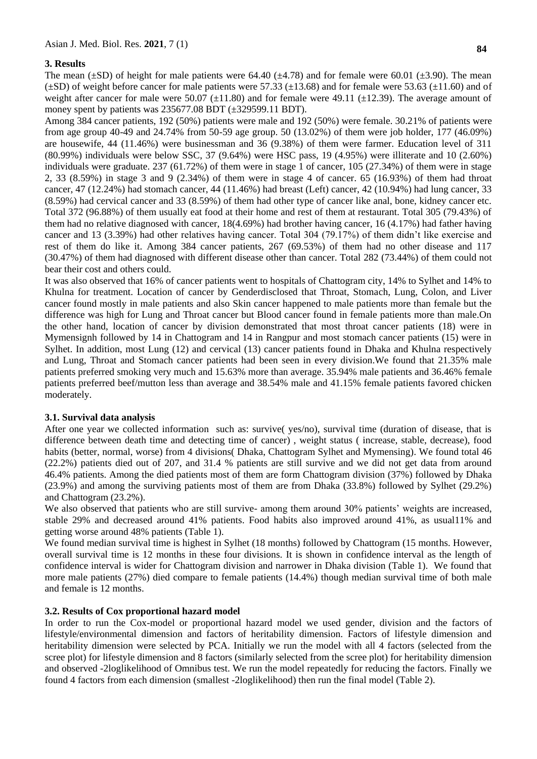## 3. Results

The mean (±SD) of height for male patients were 64.40 (±4.78) and for female were 60.01 (±3.90). The mean (±SD) of weight before cancer for male patients were 57.33 (±13.68) and for female were 53.63 (±11.60) and of weight after cancer for male were 50.07 (±11.80) and for female were 49.11 (±12.39). The average amount of money spent by patients was 235677.08 BDT (±329599.11 BDT).

Among 384 cancer patients, 192 (50%) patients were male and 192 (50%) were female. 30.21% of patients were from age group 40-49 and 24.74% from 50-59 age group. 50 (13.02%) of them were job holder, 177 (46.09%) are housewife, 44 (11.46%) were businessman and 36 (9.38%) of them were farmer. Education level of 311 (80.99%) individuals were below SSC, 37 (9.64%) were HSC pass, 19 (4.95%) were illiterate and 10 (2.60%) individuals were graduate. 237 (61.72%) of them were in stage 1 of cancer, 105 (27.34%) of them were in stage 2, 33 (8.59%) in stage 3 and 9 (2.34%) of them were in stage 4 of cancer. 65 (16.93%) of them had throat cancer, 47 (12.24%) had stomach cancer, 44 (11.46%) had breast (Left) cancer, 42 (10.94%) had lung cancer, 33 (8.59%) had cervical cancer and 33 (8.59%) of them had other type of cancer like anal, bone, kidney cancer etc. Total 372 (96.88%) of them usually eat food at their home and rest of them at restaurant. Total 305 (79.43%) of them had no relative diagnosed with cancer, 18(4.69%) had brother having cancer, 16 (4.17%) had father having cancer and 13 (3.39%) had other relatives having cancer. Total 304 (79.17%) of them didn't like exercise and rest of them do like it. Among 384 cancer patients, 267 (69.53%) of them had no other disease and 117 (30.47%) of them had diagnosed with different disease other than cancer. Total 282 (73.44%) of them could not bear their cost and others could.

It was also observed that 16% of cancer patients went to hospitals of Chattogram city, 14% to Sylhet and 14% to Khulna for treatment. Location of cancer by Genderdisclosed that Throat, Stomach, Lung, Colon, and Liver cancer found mostly in male patients and also Skin cancer happened to male patients more than female but the difference was high for Lung and Throat cancer but Blood cancer found in female patients more than male.On the other hand, location of cancer by division demonstrated that most throat cancer patients (18) were in Mymensignh followed by 14 in Chattogram and 14 in Rangpur and most stomach cancer patients (15) were in Sylhet. In addition, most Lung (12) and cervical (13) cancer patients found in Dhaka and Khulna respectively and Lung, Throat and Stomach cancer patients had been seen in every division.We found that 21.35% male patients preferred smoking very much and 15.63% more than average. 35.94% male patients and 36.46% female patients preferred beef/mutton less than average and 38.54% male and 41.15% female patients favored chicken moderately.

### 3.1. Survival data analysis

After one year we collected information such as: survive( yes/no), survival time (duration of disease, that is difference between death time and detecting time of cancer) , weight status ( increase, stable, decrease), food habits (better, normal, worse) from 4 divisions( Dhaka, Chattogram Sylhet and Mymensing). We found total 46 (22.2%) patients died out of 207, and 31.4 % patients are still survive and we did not get data from around 46.4% patients. Among the died patients most of them are form Chattogram division (37%) followed by Dhaka (23.9%) and among the surviving patients most of them are from Dhaka (33.8%) followed by Sylhet (29.2%) and Chattogram (23.2%).

We also observed that patients who are still survive- among them around 30% patients' weights are increased, stable 29% and decreased around 41% patients. Food habits also improved around 41%, as usual11% and getting worse around 48% patients (Table 1).

We found median survival time is highest in Sylhet (18 months) followed by Chattogram (15 months. However, overall survival time is 12 months in these four divisions. It is shown in confidence interval as the length of confidence interval is wider for Chattogram division and narrower in Dhaka division (Table 1). We found that more male patients (27%) died compare to female patients (14.4%) though median survival time of both male and female is 12 months.

### 3.2. Results of Cox proportional hazard model

In order to run the Cox-model or proportional hazard model we used gender, division and the factors of lifestyle/environmental dimension and factors of heritability dimension. Factors of lifestyle dimension and heritability dimension were selected by PCA. Initially we run the model with all 4 factors (selected from the scree plot) for lifestyle dimension and 8 factors (similarly selected from the scree plot) for heritability dimension and observed -2loglikelihood of Omnibus test. We run the model repeatedly for reducing the factors. Finally we found 4 factors from each dimension (smallest -2loglikelihood) then run the final model (Table 2).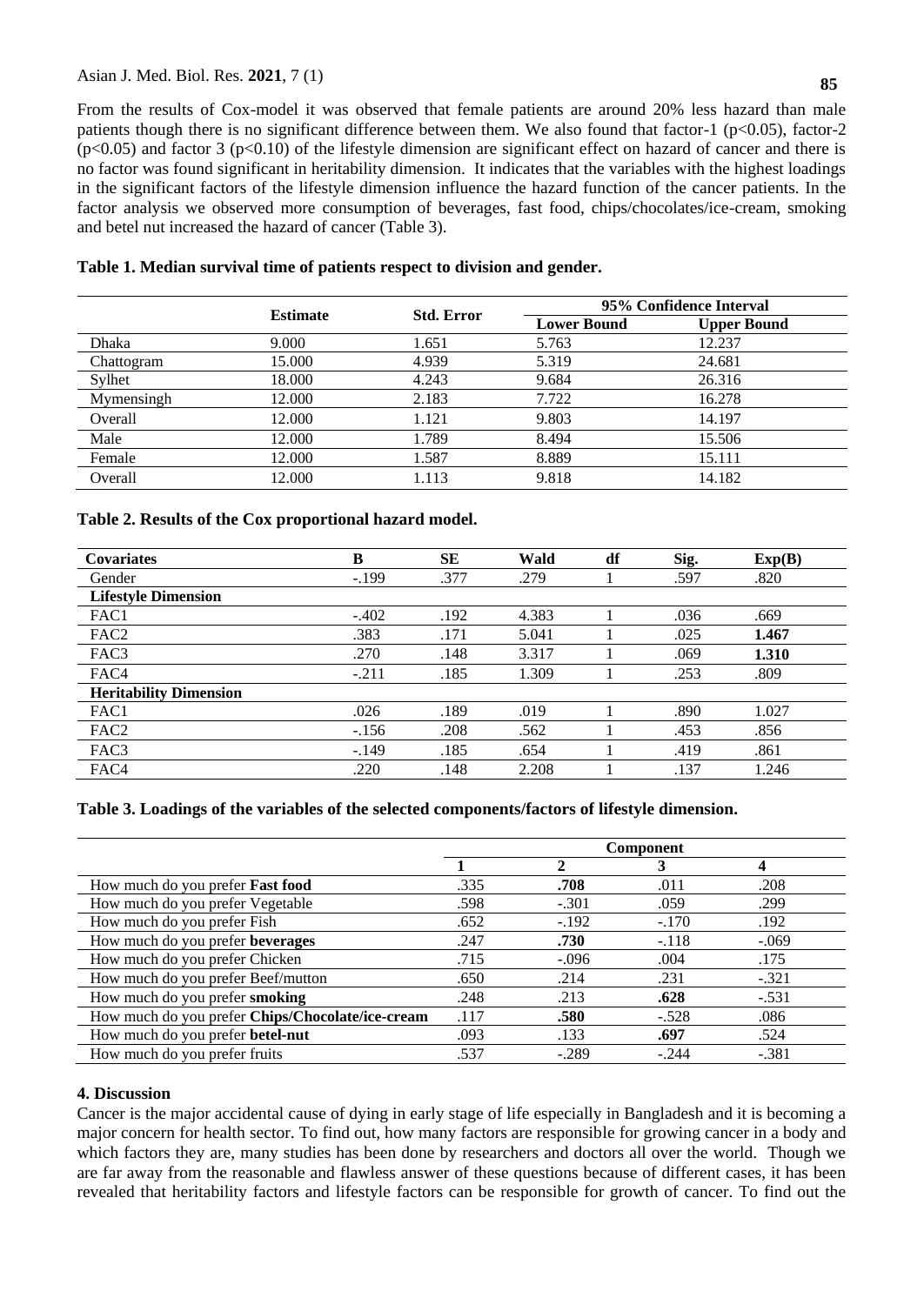From the results of Cox-model it was observed that female patients are around 20% less hazard than male patients though there is no significant difference between them. We also found that factor-1 ($p<0.05$), factor-2 ($p<0.05$) and factor 3 ($p<0.10$) of the lifestyle dimension are significant effect on hazard of cancer and there is no factor was found significant in heritability dimension. It indicates that the variables with the highest loadings in the significant factors of the lifestyle dimension influence the hazard function of the cancer patients. In the factor analysis we observed more consumption of beverages, fast food, chips/chocolates/ice-cream, smoking and betel nut increased the hazard of cancer (Table 3).

**Table 1. Median survival time of patients respect to division and gender.**

| | Estimate | Std. Error | 95% Confidence Interval | |
|---|---|---|---|---|
| | | | Lower Bound | Upper Bound |
| Dhaka | 9.000 | 1.651 | 5.763 | 12.237 |
| Chattogram | 15.000 | 4.939 | 5.319 | 24.681 |
| Sylhet | 18.000 | 4.243 | 9.684 | 26.316 |
| Mymensingh | 12.000 | 2.183 | 7.722 | 16.278 |
| Overall | 12.000 | 1.121 | 9.803 | 14.197 |
| Male | 12.000 | 1.789 | 8.494 | 15.506 |
| Female | 12.000 | 1.587 | 8.889 | 15.111 |
| Overall | 12.000 | 1.113 | 9.818 | 14.182 |

**Table 2. Results of the Cox proportional hazard model.**

| Covariates | B | SE | Wald | df | Sig. | Exp(B) |
|---|---|---|---|---|---|---|
| Gender | -.199 | .377 | .279 | 1 | .597 | .820 |
| **Lifestyle Dimension** | | | | | | |
| FAC1 | -.402 | .192 | 4.383 | 1 | .036 | .669 |
| FAC2 | .383 | .171 | 5.041 | 1 | .025 | **1.467** |
| FAC3 | .270 | .148 | 3.317 | 1 | .069 | **1.310** |
| FAC4 | -.211 | .185 | 1.309 | 1 | .253 | .809 |
| **Heritability Dimension** | | | | | | |
| FAC1 | .026 | .189 | .019 | 1 | .890 | 1.027 |
| FAC2 | -.156 | .208 | .562 | 1 | .453 | .856 |
| FAC3 | -.149 | .185 | .654 | 1 | .419 | .861 |
| FAC4 | .220 | .148 | 2.208 | 1 | .137 | 1.246 |

**Table 3. Loadings of the variables of the selected components/factors of lifestyle dimension.**

| | Component | | | |
|---|---|---|---|---|
| | 1 | 2 | 3 | 4 |
| How much do you prefer **Fast food** | .335 | **.708** | .011 | .208 |
| How much do you prefer Vegetable | .598 | -.301 | .059 | .299 |
| How much do you prefer Fish | .652 | -.192 | -.170 | .192 |
| How much do you prefer **beverages** | .247 | **.730** | -.118 | -.069 |
| How much do you prefer Chicken | .715 | -.096 | .004 | .175 |
| How much do you prefer Beef/mutton | .650 | .214 | .231 | -.321 |
| How much do you prefer **smoking** | .248 | .213 | **.628** | -.531 |
| How much do you prefer **Chips/Chocolate/ice-cream** | .117 | **.580** | -.528 | .086 |
| How much do you prefer **betel-nut** | .093 | .133 | **.697** | .524 |
| How much do you prefer fruits | .537 | -.289 | -.244 | -.381 |

## 4. Discussion

Cancer is the major accidental cause of dying in early stage of life especially in Bangladesh and it is becoming a major concern for health sector. To find out, how many factors are responsible for growing cancer in a body and which factors they are, many studies has been done by researchers and doctors all over the world. Though we are far away from the reasonable and flawless answer of these questions because of different cases, it has been revealed that heritability factors and lifestyle factors can be responsible for growth of cancer. To find out the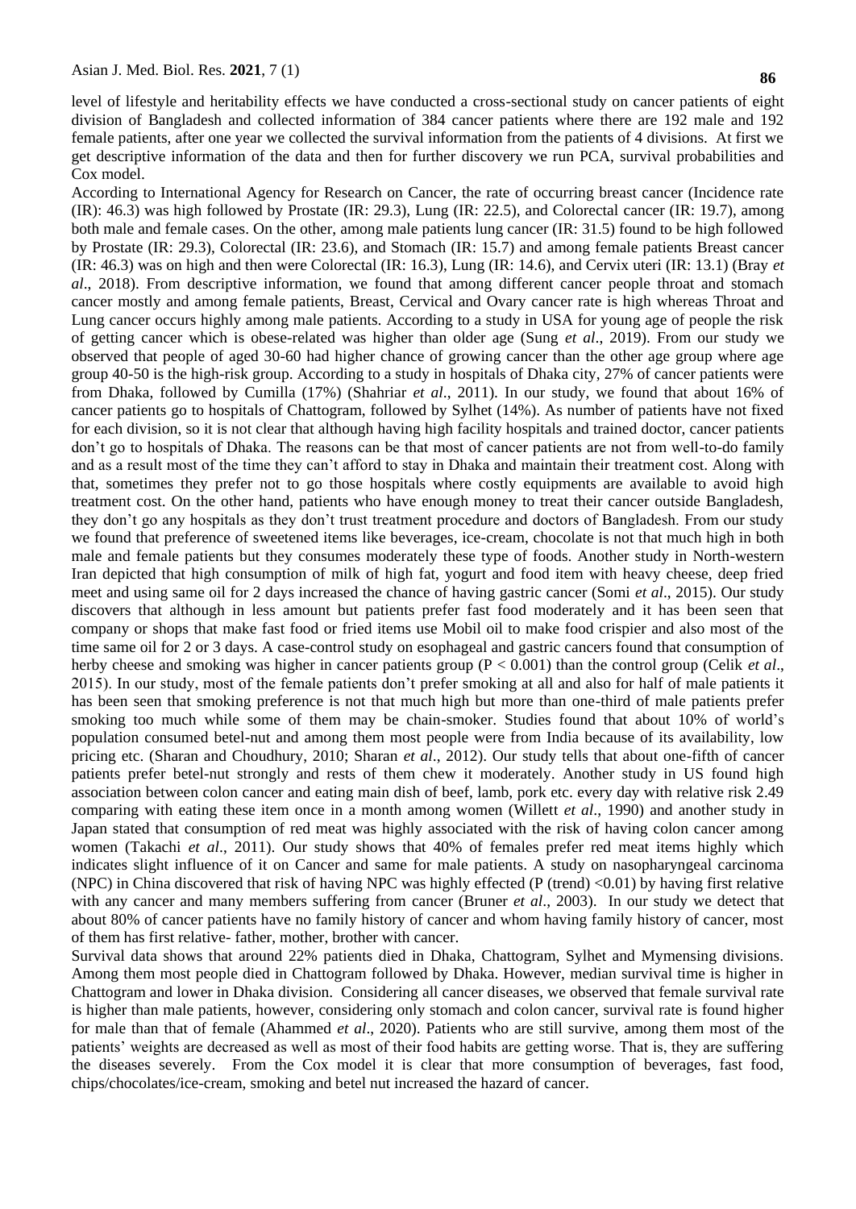level of lifestyle and heritability effects we have conducted a cross-sectional study on cancer patients of eight division of Bangladesh and collected information of 384 cancer patients where there are 192 male and 192 female patients, after one year we collected the survival information from the patients of 4 divisions. At first we get descriptive information of the data and then for further discovery we run PCA, survival probabilities and Cox model.

According to International Agency for Research on Cancer, the rate of occurring breast cancer (Incidence rate (IR): 46.3) was high followed by Prostate (IR: 29.3), Lung (IR: 22.5), and Colorectal cancer (IR: 19.7), among both male and female cases. On the other, among male patients lung cancer (IR: 31.5) found to be high followed by Prostate (IR: 29.3), Colorectal (IR: 23.6), and Stomach (IR: 15.7) and among female patients Breast cancer (IR: 46.3) was on high and then were Colorectal (IR: 16.3), Lung (IR: 14.6), and Cervix uteri (IR: 13.1) (Bray *et al*., 2018). From descriptive information, we found that among different cancer people throat and stomach cancer mostly and among female patients, Breast, Cervical and Ovary cancer rate is high whereas Throat and Lung cancer occurs highly among male patients. According to a study in USA for young age of people the risk of getting cancer which is obese-related was higher than older age (Sung *et al*., 2019). From our study we observed that people of aged 30-60 had higher chance of growing cancer than the other age group where age group 40-50 is the high-risk group. According to a study in hospitals of Dhaka city, 27% of cancer patients were from Dhaka, followed by Cumilla (17%) (Shahriar *et al*., 2011). In our study, we found that about 16% of cancer patients go to hospitals of Chattogram, followed by Sylhet (14%). As number of patients have not fixed for each division, so it is not clear that although having high facility hospitals and trained doctor, cancer patients don't go to hospitals of Dhaka. The reasons can be that most of cancer patients are not from well-to-do family and as a result most of the time they can't afford to stay in Dhaka and maintain their treatment cost. Along with that, sometimes they prefer not to go those hospitals where costly equipments are available to avoid high treatment cost. On the other hand, patients who have enough money to treat their cancer outside Bangladesh, they don't go any hospitals as they don't trust treatment procedure and doctors of Bangladesh. From our study we found that preference of sweetened items like beverages, ice-cream, chocolate is not that much high in both male and female patients but they consumes moderately these type of foods. Another study in North-western Iran depicted that high consumption of milk of high fat, yogurt and food item with heavy cheese, deep fried meet and using same oil for 2 days increased the chance of having gastric cancer (Somi *et al*., 2015). Our study discovers that although in less amount but patients prefer fast food moderately and it has been seen that company or shops that make fast food or fried items use Mobil oil to make food crispier and also most of the time same oil for 2 or 3 days. A case-control study on esophageal and gastric cancers found that consumption of herby cheese and smoking was higher in cancer patients group ($P < 0.001$) than the control group (Celik *et al*., 2015). In our study, most of the female patients don't prefer smoking at all and also for half of male patients it has been seen that smoking preference is not that much high but more than one-third of male patients prefer smoking too much while some of them may be chain-smoker. Studies found that about 10% of world's population consumed betel-nut and among them most people were from India because of its availability, low pricing etc. (Sharan and Choudhury, 2010; Sharan *et al*., 2012). Our study tells that about one-fifth of cancer patients prefer betel-nut strongly and rests of them chew it moderately. Another study in US found high association between colon cancer and eating main dish of beef, lamb, pork etc. every day with relative risk 2.49 comparing with eating these item once in a month among women (Willett *et al*., 1990) and another study in Japan stated that consumption of red meat was highly associated with the risk of having colon cancer among women (Takachi *et al*., 2011). Our study shows that 40% of females prefer red meat items highly which indicates slight influence of it on Cancer and same for male patients. A study on nasopharyngeal carcinoma (NPC) in China discovered that risk of having NPC was highly effected (P (trend) $<0.01$) by having first relative with any cancer and many members suffering from cancer (Bruner *et al*., 2003). In our study we detect that about 80% of cancer patients have no family history of cancer and whom having family history of cancer, most of them has first relative- father, mother, brother with cancer.

Survival data shows that around 22% patients died in Dhaka, Chattogram, Sylhet and Mymensing divisions. Among them most people died in Chattogram followed by Dhaka. However, median survival time is higher in Chattogram and lower in Dhaka division. Considering all cancer diseases, we observed that female survival rate is higher than male patients, however, considering only stomach and colon cancer, survival rate is found higher for male than that of female (Ahammed *et al*., 2020). Patients who are still survive, among them most of the patients' weights are decreased as well as most of their food habits are getting worse. That is, they are suffering the diseases severely. From the Cox model it is clear that more consumption of beverages, fast food, chips/chocolates/ice-cream, smoking and betel nut increased the hazard of cancer.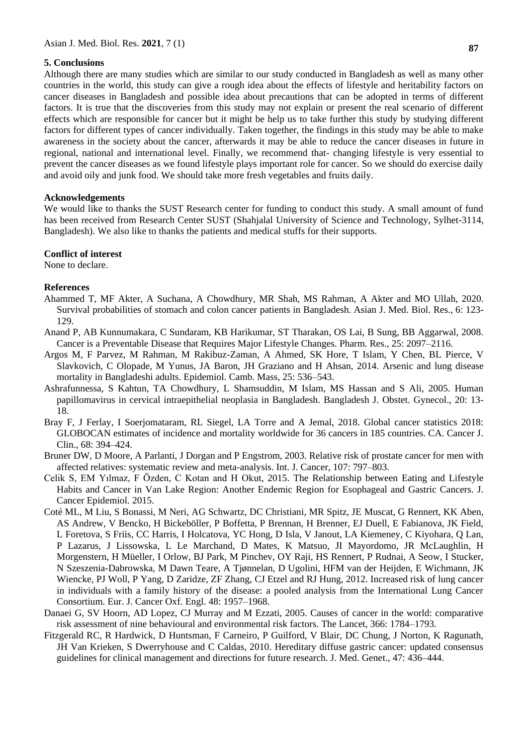## 5. Conclusions

Although there are many studies which are similar to our study conducted in Bangladesh as well as many other countries in the world, this study can give a rough idea about the effects of lifestyle and heritability factors on cancer diseases in Bangladesh and possible idea about precautions that can be adopted in terms of different factors. It is true that the discoveries from this study may not explain or present the real scenario of different effects which are responsible for cancer but it might be help us to take further this study by studying different factors for different types of cancer individually. Taken together, the findings in this study may be able to make awareness in the society about the cancer, afterwards it may be able to reduce the cancer diseases in future in regional, national and international level. Finally, we recommend that- changing lifestyle is very essential to prevent the cancer diseases as we found lifestyle plays important role for cancer. So we should do exercise daily and avoid oily and junk food. We should take more fresh vegetables and fruits daily.

## Acknowledgements

We would like to thanks the SUST Research center for funding to conduct this study. A small amount of fund has been received from Research Center SUST (Shahjalal University of Science and Technology, Sylhet-3114, Bangladesh). We also like to thanks the patients and medical stuffs for their supports.

## Conflict of interest

None to declare.

## References

Ahammed T, MF Akter, A Suchana, A Chowdhury, MR Shah, MS Rahman, A Akter and MO Ullah, 2020. Survival probabilities of stomach and colon cancer patients in Bangladesh. Asian J. Med. Biol. Res., 6: 123-129.

Anand P, AB Kunnumakara, C Sundaram, KB Harikumar, ST Tharakan, OS Lai, B Sung, BB Aggarwal, 2008. Cancer is a Preventable Disease that Requires Major Lifestyle Changes. Pharm. Res., 25: 2097–2116.

Argos M, F Parvez, M Rahman, M Rakibuz-Zaman, A Ahmed, SK Hore, T Islam, Y Chen, BL Pierce, V Slavkovich, C Olopade, M Yunus, JA Baron, JH Graziano and H Ahsan, 2014. Arsenic and lung disease mortality in Bangladeshi adults. Epidemiol. Camb. Mass, 25: 536–543.

Ashrafunnessa, S Kahtun, TA Chowdhury, L Shamsuddin, M Islam, MS Hassan and S Ali, 2005. Human papillomavirus in cervical intraepithelial neoplasia in Bangladesh. Bangladesh J. Obstet. Gynecol., 20: 13-18.

Bray F, J Ferlay, I Soerjomataram, RL Siegel, LA Torre and A Jemal, 2018. Global cancer statistics 2018: GLOBOCAN estimates of incidence and mortality worldwide for 36 cancers in 185 countries. CA. Cancer J. Clin., 68: 394–424.

Bruner DW, D Moore, A Parlanti, J Dorgan and P Engstrom, 2003. Relative risk of prostate cancer for men with affected relatives: systematic review and meta-analysis. Int. J. Cancer, 107: 797–803.

Celik S, EM Yılmaz, F Özden, C Kotan and H Okut, 2015. The Relationship between Eating and Lifestyle Habits and Cancer in Van Lake Region: Another Endemic Region for Esophageal and Gastric Cancers. J. Cancer Epidemiol. 2015.

Coté ML, M Liu, S Bonassi, M Neri, AG Schwartz, DC Christiani, MR Spitz, JE Muscat, G Rennert, KK Aben, AS Andrew, V Bencko, H Bickeböller, P Boffetta, P Brennan, H Brenner, EJ Duell, E Fabianova, JK Field, L Foretova, S Friis, CC Harris, I Holcatova, YC Hong, D Isla, V Janout, LA Kiemeney, C Kiyohara, Q Lan, P Lazarus, J Lissowska, L Le Marchand, D Mates, K Matsuo, JI Mayordomo, JR McLaughlin, H Morgenstern, H Müeller, I Orlow, BJ Park, M Pinchev, OY Raji, HS Rennert, P Rudnai, A Seow, I Stucker, N Szeszenia-Dabrowska, M Dawn Teare, A Tjønnelan, D Ugolini, HFM van der Heijden, E Wichmann, JK Wiencke, PJ Woll, P Yang, D Zaridze, ZF Zhang, CJ Etzel and RJ Hung, 2012. Increased risk of lung cancer in individuals with a family history of the disease: a pooled analysis from the International Lung Cancer Consortium. Eur. J. Cancer Oxf. Engl. 48: 1957–1968.

Danaei G, SV Hoorn, AD Lopez, CJ Murray and M Ezzati, 2005. Causes of cancer in the world: comparative risk assessment of nine behavioural and environmental risk factors. The Lancet, 366: 1784–1793.

Fitzgerald RC, R Hardwick, D Huntsman, F Carneiro, P Guilford, V Blair, DC Chung, J Norton, K Ragunath, JH Van Krieken, S Dwerryhouse and C Caldas, 2010. Hereditary diffuse gastric cancer: updated consensus guidelines for clinical management and directions for future research. J. Med. Genet., 47: 436–444.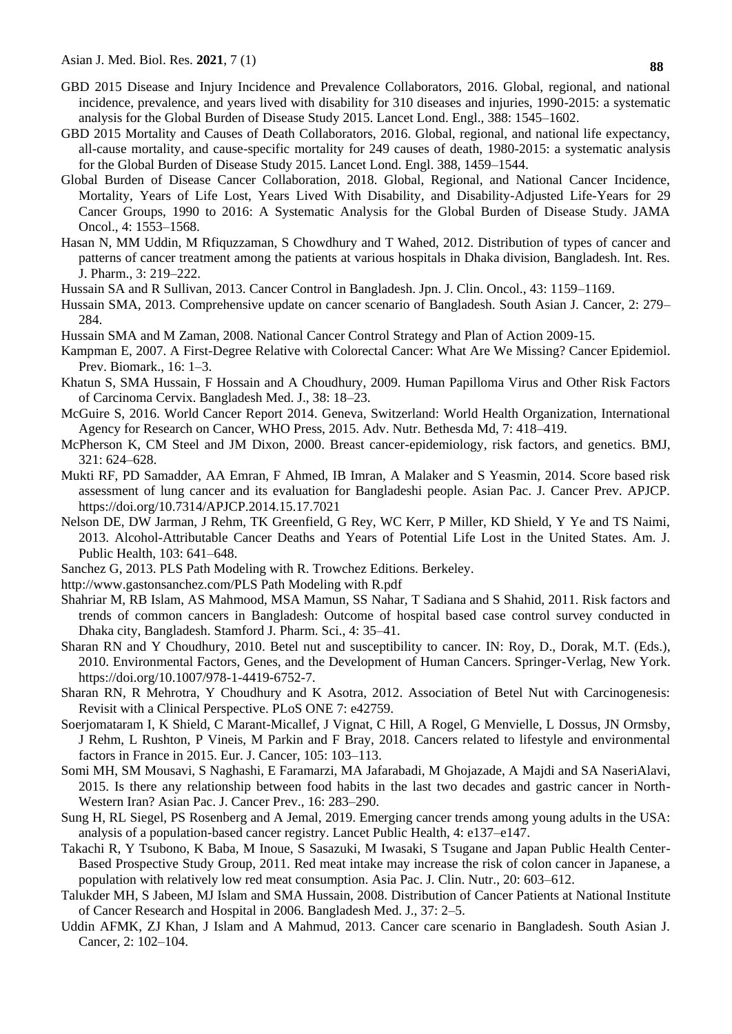GBD 2015 Disease and Injury Incidence and Prevalence Collaborators, 2016. Global, regional, and national incidence, prevalence, and years lived with disability for 310 diseases and injuries, 1990-2015: a systematic analysis for the Global Burden of Disease Study 2015. Lancet Lond. Engl., 388: 1545–1602.

GBD 2015 Mortality and Causes of Death Collaborators, 2016. Global, regional, and national life expectancy, all-cause mortality, and cause-specific mortality for 249 causes of death, 1980-2015: a systematic analysis for the Global Burden of Disease Study 2015. Lancet Lond. Engl. 388, 1459–1544.

Global Burden of Disease Cancer Collaboration, 2018. Global, Regional, and National Cancer Incidence, Mortality, Years of Life Lost, Years Lived With Disability, and Disability-Adjusted Life-Years for 29 Cancer Groups, 1990 to 2016: A Systematic Analysis for the Global Burden of Disease Study. JAMA Oncol., 4: 1553–1568.

Hasan N, MM Uddin, M Rfiquzzaman, S Chowdhury and T Wahed, 2012. Distribution of types of cancer and patterns of cancer treatment among the patients at various hospitals in Dhaka division, Bangladesh. Int. Res. J. Pharm., 3: 219–222.

Hussain SA and R Sullivan, 2013. Cancer Control in Bangladesh. Jpn. J. Clin. Oncol., 43: 1159–1169.

Hussain SMA, 2013. Comprehensive update on cancer scenario of Bangladesh. South Asian J. Cancer, 2: 279–284.

Hussain SMA and M Zaman, 2008. National Cancer Control Strategy and Plan of Action 2009-15.

Kampman E, 2007. A First-Degree Relative with Colorectal Cancer: What Are We Missing? Cancer Epidemiol. Prev. Biomark., 16: 1–3.

Khatun S, SMA Hussain, F Hossain and A Choudhury, 2009. Human Papilloma Virus and Other Risk Factors of Carcinoma Cervix. Bangladesh Med. J., 38: 18–23.

McGuire S, 2016. World Cancer Report 2014. Geneva, Switzerland: World Health Organization, International Agency for Research on Cancer, WHO Press, 2015. Adv. Nutr. Bethesda Md, 7: 418–419.

McPherson K, CM Steel and JM Dixon, 2000. Breast cancer-epidemiology, risk factors, and genetics. BMJ, 321: 624–628.

Mukti RF, PD Samadder, AA Emran, F Ahmed, IB Imran, A Malaker and S Yeasmin, 2014. Score based risk assessment of lung cancer and its evaluation for Bangladeshi people. Asian Pac. J. Cancer Prev. APJCP. https://doi.org/10.7314/APJCP.2014.15.17.7021

Nelson DE, DW Jarman, J Rehm, TK Greenfield, G Rey, WC Kerr, P Miller, KD Shield, Y Ye and TS Naimi, 2013. Alcohol-Attributable Cancer Deaths and Years of Potential Life Lost in the United States. Am. J. Public Health, 103: 641–648.

Sanchez G, 2013. PLS Path Modeling with R. Trowchez Editions. Berkeley.

http://www.gastonsanchez.com/PLS Path Modeling with R.pdf

Shahriar M, RB Islam, AS Mahmood, MSA Mamun, SS Nahar, T Sadiana and S Shahid, 2011. Risk factors and trends of common cancers in Bangladesh: Outcome of hospital based case control survey conducted in Dhaka city, Bangladesh. Stamford J. Pharm. Sci., 4: 35–41.

Sharan RN and Y Choudhury, 2010. Betel nut and susceptibility to cancer. IN: Roy, D., Dorak, M.T. (Eds.), 2010. Environmental Factors, Genes, and the Development of Human Cancers. Springer-Verlag, New York. https://doi.org/10.1007/978-1-4419-6752-7.

Sharan RN, R Mehrotra, Y Choudhury and K Asotra, 2012. Association of Betel Nut with Carcinogenesis: Revisit with a Clinical Perspective. PLoS ONE 7: e42759.

Soerjomataram I, K Shield, C Marant-Micallef, J Vignat, C Hill, A Rogel, G Menvielle, L Dossus, JN Ormsby, J Rehm, L Rushton, P Vineis, M Parkin and F Bray, 2018. Cancers related to lifestyle and environmental factors in France in 2015. Eur. J. Cancer, 105: 103–113.

Somi MH, SM Mousavi, S Naghashi, E Faramarzi, MA Jafarabadi, M Ghojazade, A Majdi and SA NaseriAlavi, 2015. Is there any relationship between food habits in the last two decades and gastric cancer in North-Western Iran? Asian Pac. J. Cancer Prev., 16: 283–290.

Sung H, RL Siegel, PS Rosenberg and A Jemal, 2019. Emerging cancer trends among young adults in the USA: analysis of a population-based cancer registry. Lancet Public Health, 4: e137–e147.

Takachi R, Y Tsubono, K Baba, M Inoue, S Sasazuki, M Iwasaki, S Tsugane and Japan Public Health Center-Based Prospective Study Group, 2011. Red meat intake may increase the risk of colon cancer in Japanese, a population with relatively low red meat consumption. Asia Pac. J. Clin. Nutr., 20: 603–612.

Talukder MH, S Jabeen, MJ Islam and SMA Hussain, 2008. Distribution of Cancer Patients at National Institute of Cancer Research and Hospital in 2006. Bangladesh Med. J., 37: 2–5.

Uddin AFMK, ZJ Khan, J Islam and A Mahmud, 2013. Cancer care scenario in Bangladesh. South Asian J. Cancer, 2: 102–104.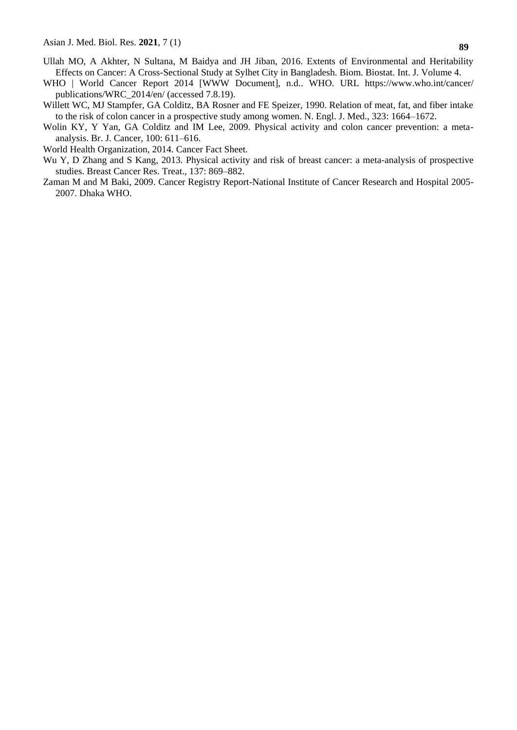Ullah MO, A Akhter, N Sultana, M Baidya and JH Jiban, 2016. Extents of Environmental and Heritability Effects on Cancer: A Cross-Sectional Study at Sylhet City in Bangladesh. Biom. Biostat. Int. J. Volume 4.

WHO | World Cancer Report 2014 [WWW Document], n.d.. WHO. URL https://www.who.int/cancer/publications/WRC_2014/en/ (accessed 7.8.19).

Willett WC, MJ Stampfer, GA Colditz, BA Rosner and FE Speizer, 1990. Relation of meat, fat, and fiber intake to the risk of colon cancer in a prospective study among women. N. Engl. J. Med., 323: 1664–1672.

Wolin KY, Y Yan, GA Colditz and IM Lee, 2009. Physical activity and colon cancer prevention: a meta-analysis. Br. J. Cancer, 100: 611–616.

World Health Organization, 2014. Cancer Fact Sheet.

Wu Y, D Zhang and S Kang, 2013. Physical activity and risk of breast cancer: a meta-analysis of prospective studies. Breast Cancer Res. Treat., 137: 869–882.

Zaman M and M Baki, 2009. Cancer Registry Report-National Institute of Cancer Research and Hospital 2005-2007. Dhaka WHO.